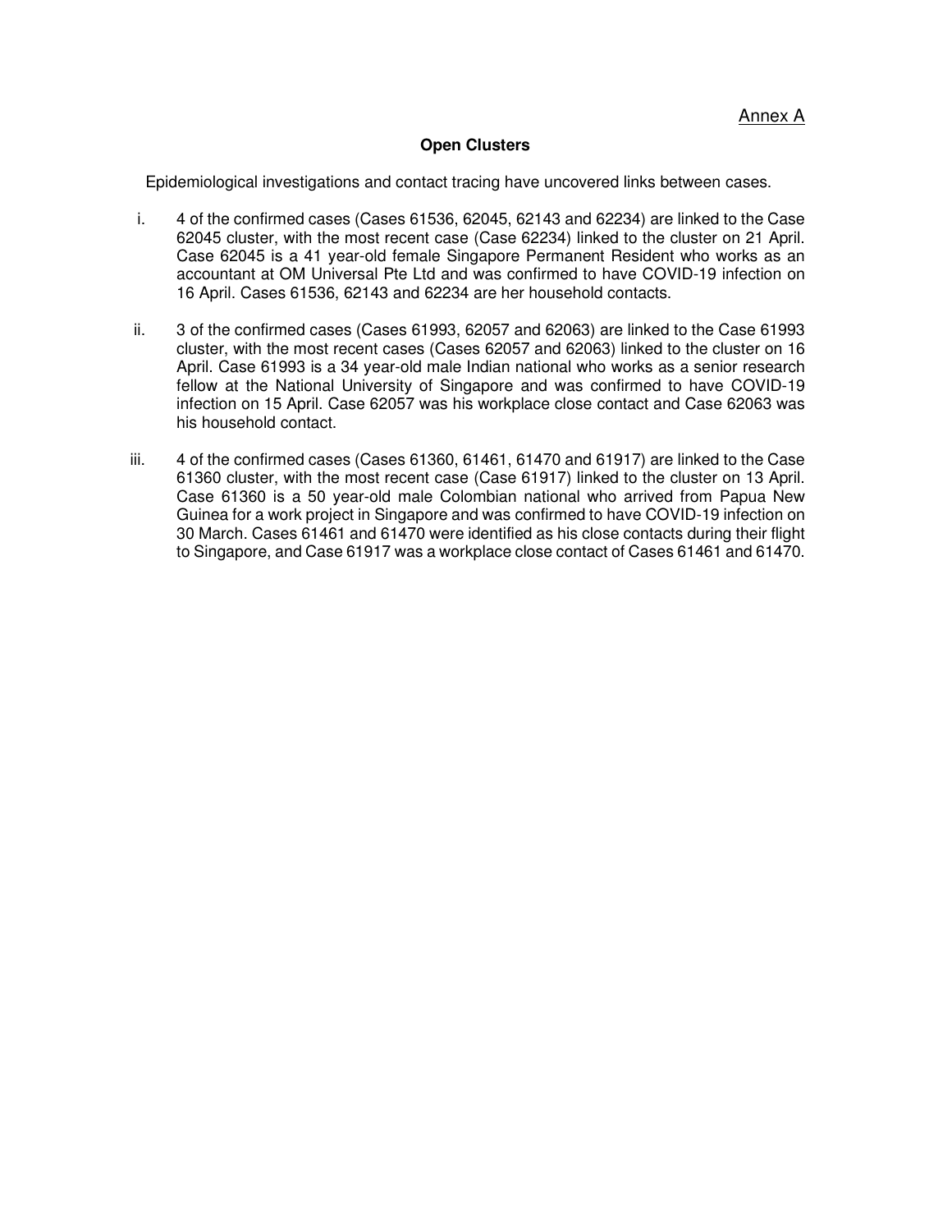Annex A

**Open Clusters**

Epidemiological investigations and contact tracing have uncovered links between cases.

i. 4 of the confirmed cases (Cases 61536, 62045, 62143 and 62234) are linked to the Case 62045 cluster, with the most recent case (Case 62234) linked to the cluster on 21 April. Case 62045 is a 41 year-old female Singapore Permanent Resident who works as an accountant at OM Universal Pte Ltd and was confirmed to have COVID-19 infection on 16 April. Cases 61536, 62143 and 62234 are her household contacts.

ii. 3 of the confirmed cases (Cases 61993, 62057 and 62063) are linked to the Case 61993 cluster, with the most recent cases (Cases 62057 and 62063) linked to the cluster on 16 April. Case 61993 is a 34 year-old male Indian national who works as a senior research fellow at the National University of Singapore and was confirmed to have COVID-19 infection on 15 April. Case 62057 was his workplace close contact and Case 62063 was his household contact.

iii. 4 of the confirmed cases (Cases 61360, 61461, 61470 and 61917) are linked to the Case 61360 cluster, with the most recent case (Case 61917) linked to the cluster on 13 April. Case 61360 is a 50 year-old male Colombian national who arrived from Papua New Guinea for a work project in Singapore and was confirmed to have COVID-19 infection on 30 March. Cases 61461 and 61470 were identified as his close contacts during their flight to Singapore, and Case 61917 was a workplace close contact of Cases 61461 and 61470.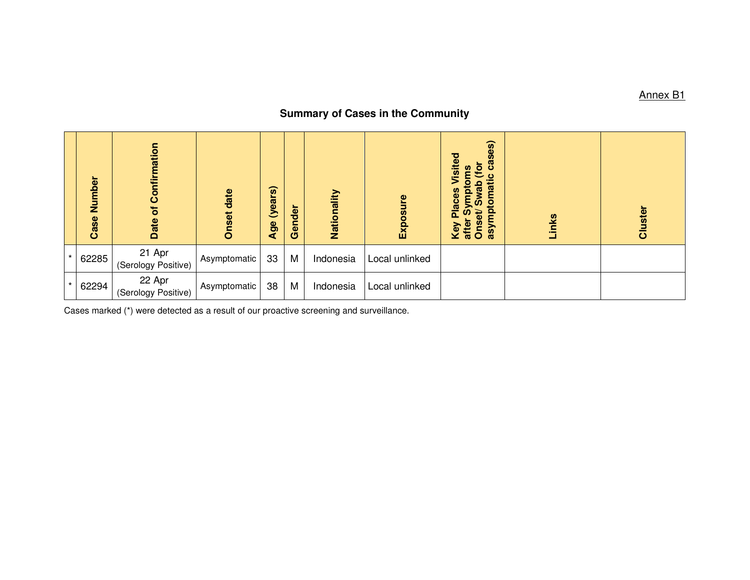Annex B1

## Summary of Cases in the Community

| | Case Number | Date of Confirmation | Onset date | Age (years) | Gender | Nationality | Exposure | Key Places Visited after Symptoms Onset/ Swab (for asymptomatic cases) | Links | Cluster |
|---|---|---|---|---|---|---|---|---|---|---|
| * | 62285 | 21 Apr (Serology Positive) | Asymptomatic | 33 | M | Indonesia | Local unlinked | | | |
| * | 62294 | 22 Apr (Serology Positive) | Asymptomatic | 38 | M | Indonesia | Local unlinked | | | |

Cases marked (*) were detected as a result of our proactive screening and surveillance.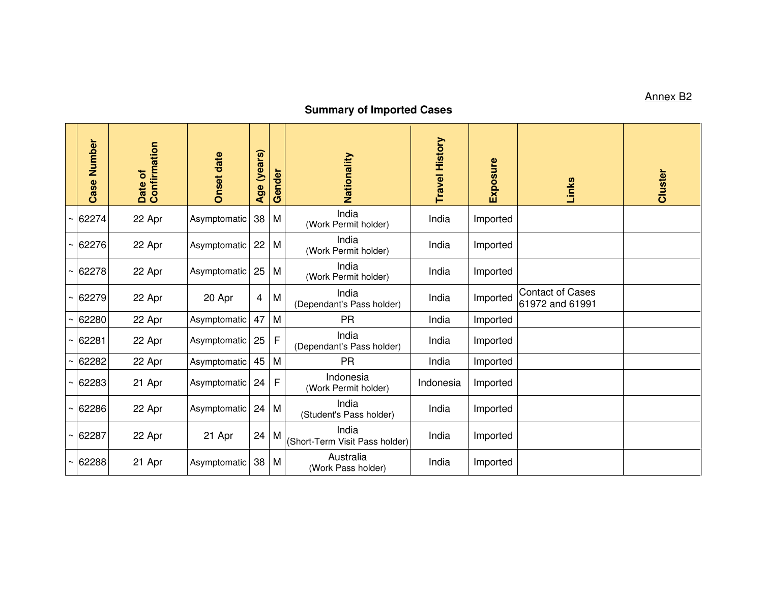Annex B2

## Summary of Imported Cases

| | Case Number | Date of Confirmation | Onset date | Age (years) | Gender | Nationality | Travel History | Exposure | Links | Cluster |
|---|---|---|---|---|---|---|---|---|---|---|
| ~ | 62274 | 22 Apr | Asymptomatic | 38 | M | India (Work Permit holder) | India | Imported | | |
| ~ | 62276 | 22 Apr | Asymptomatic | 22 | M | India (Work Permit holder) | India | Imported | | |
| ~ | 62278 | 22 Apr | Asymptomatic | 25 | M | India (Work Permit holder) | India | Imported | | |
| ~ | 62279 | 22 Apr | 20 Apr | 4 | M | India (Dependant's Pass holder) | India | Imported | Contact of Cases 61972 and 61991 | |
| ~ | 62280 | 22 Apr | Asymptomatic | 47 | M | PR | India | Imported | | |
| ~ | 62281 | 22 Apr | Asymptomatic | 25 | F | India (Dependant's Pass holder) | India | Imported | | |
| ~ | 62282 | 22 Apr | Asymptomatic | 45 | M | PR | India | Imported | | |
| ~ | 62283 | 21 Apr | Asymptomatic | 24 | F | Indonesia (Work Permit holder) | Indonesia | Imported | | |
| ~ | 62286 | 22 Apr | Asymptomatic | 24 | M | India (Student's Pass holder) | India | Imported | | |
| ~ | 62287 | 22 Apr | 21 Apr | 24 | M | India (Short-Term Visit Pass holder) | India | Imported | | |
| ~ | 62288 | 21 Apr | Asymptomatic | 38 | M | Australia (Work Pass holder) | India | Imported | | |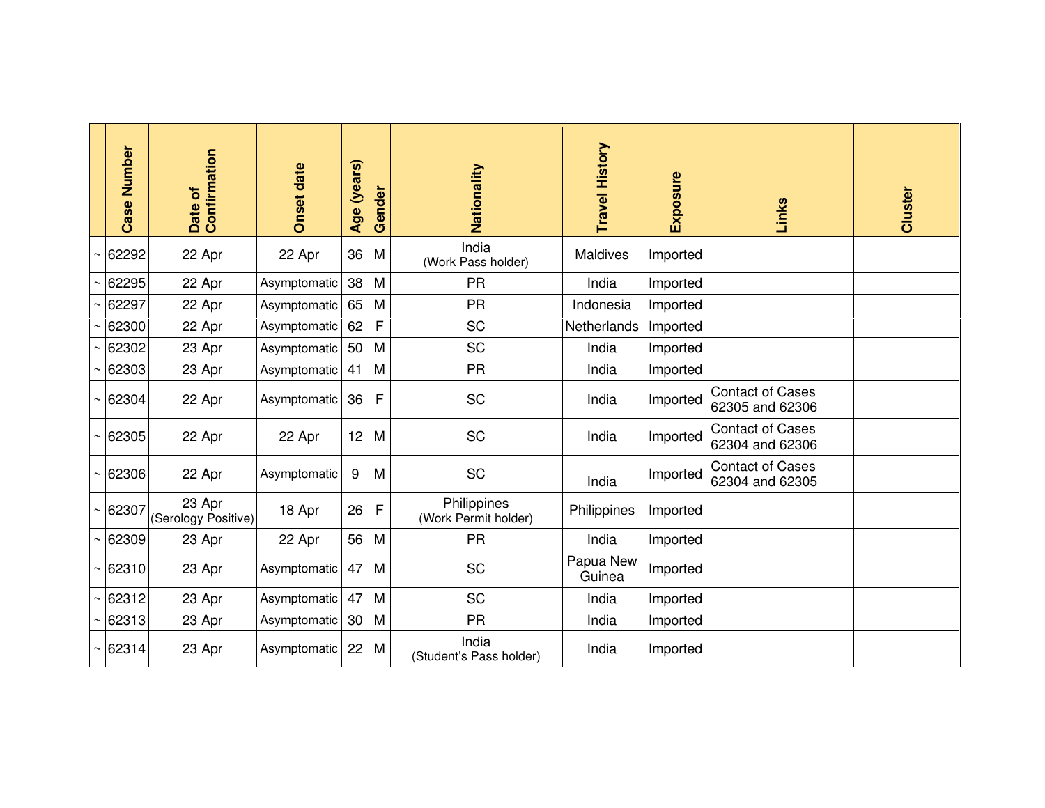| | Case Number | Date of Confirmation | Onset date | Age (years) | Gender | Nationality | Travel History | Exposure | Links | Cluster |
|---|---|---|---|---|---|---|---|---|---|---|
| ~ | 62292 | 22 Apr | 22 Apr | 36 | M | India (Work Pass holder) | Maldives | Imported | | |
| ~ | 62295 | 22 Apr | Asymptomatic | 38 | M | PR | India | Imported | | |
| ~ | 62297 | 22 Apr | Asymptomatic | 65 | M | PR | Indonesia | Imported | | |
| ~ | 62300 | 22 Apr | Asymptomatic | 62 | F | SC | Netherlands | Imported | | |
| ~ | 62302 | 23 Apr | Asymptomatic | 50 | M | SC | India | Imported | | |
| ~ | 62303 | 23 Apr | Asymptomatic | 41 | M | PR | India | Imported | | |
| ~ | 62304 | 22 Apr | Asymptomatic | 36 | F | SC | India | Imported | Contact of Cases 62305 and 62306 | |
| ~ | 62305 | 22 Apr | 22 Apr | 12 | M | SC | India | Imported | Contact of Cases 62304 and 62306 | |
| ~ | 62306 | 22 Apr | Asymptomatic | 9 | M | SC | India | Imported | Contact of Cases 62304 and 62305 | |
| ~ | 62307 | 23 Apr (Serology Positive) | 18 Apr | 26 | F | Philippines (Work Permit holder) | Philippines | Imported | | |
| ~ | 62309 | 23 Apr | 22 Apr | 56 | M | PR | India | Imported | | |
| ~ | 62310 | 23 Apr | Asymptomatic | 47 | M | SC | Papua New Guinea | Imported | | |
| ~ | 62312 | 23 Apr | Asymptomatic | 47 | M | SC | India | Imported | | |
| ~ | 62313 | 23 Apr | Asymptomatic | 30 | M | PR | India | Imported | | |
| ~ | 62314 | 23 Apr | Asymptomatic | 22 | M | India (Student's Pass holder) | India | Imported | | |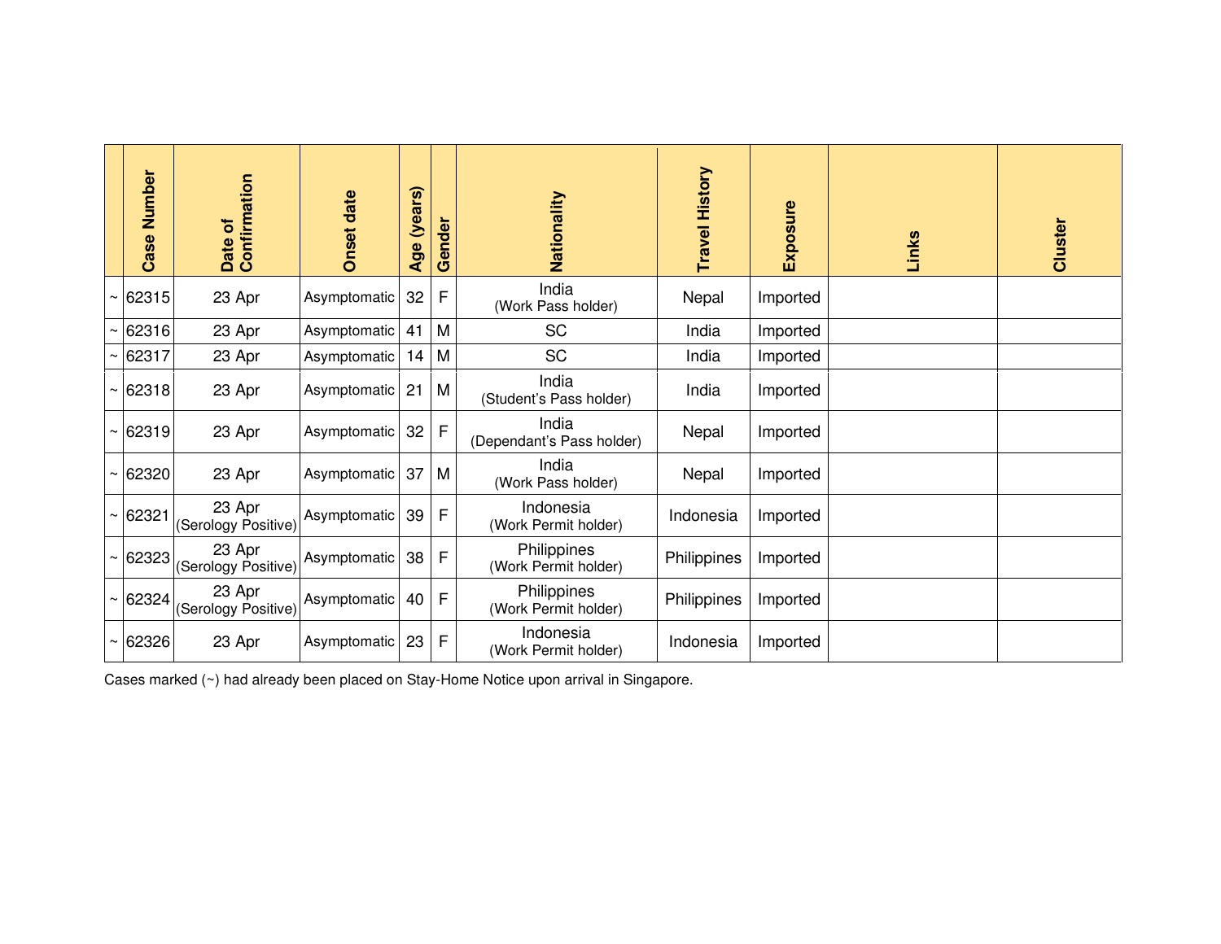| | Case Number | Date of Confirmation | Onset date | Age (years) | Gender | Nationality | Travel History | Exposure | Links | Cluster |
|---|---|---|---|---|---|---|---|---|---|---|
| ~ | 62315 | 23 Apr | Asymptomatic | 32 | F | India (Work Pass holder) | Nepal | Imported | | |
| ~ | 62316 | 23 Apr | Asymptomatic | 41 | M | SC | India | Imported | | |
| ~ | 62317 | 23 Apr | Asymptomatic | 14 | M | SC | India | Imported | | |
| ~ | 62318 | 23 Apr | Asymptomatic | 21 | M | India (Student's Pass holder) | India | Imported | | |
| ~ | 62319 | 23 Apr | Asymptomatic | 32 | F | India (Dependant's Pass holder) | Nepal | Imported | | |
| ~ | 62320 | 23 Apr | Asymptomatic | 37 | M | India (Work Pass holder) | Nepal | Imported | | |
| ~ | 62321 | 23 Apr (Serology Positive) | Asymptomatic | 39 | F | Indonesia (Work Permit holder) | Indonesia | Imported | | |
| ~ | 62323 | 23 Apr (Serology Positive) | Asymptomatic | 38 | F | Philippines (Work Permit holder) | Philippines | Imported | | |
| ~ | 62324 | 23 Apr (Serology Positive) | Asymptomatic | 40 | F | Philippines (Work Permit holder) | Philippines | Imported | | |
| ~ | 62326 | 23 Apr | Asymptomatic | 23 | F | Indonesia (Work Permit holder) | Indonesia | Imported | | |

Cases marked (~) had already been placed on Stay-Home Notice upon arrival in Singapore.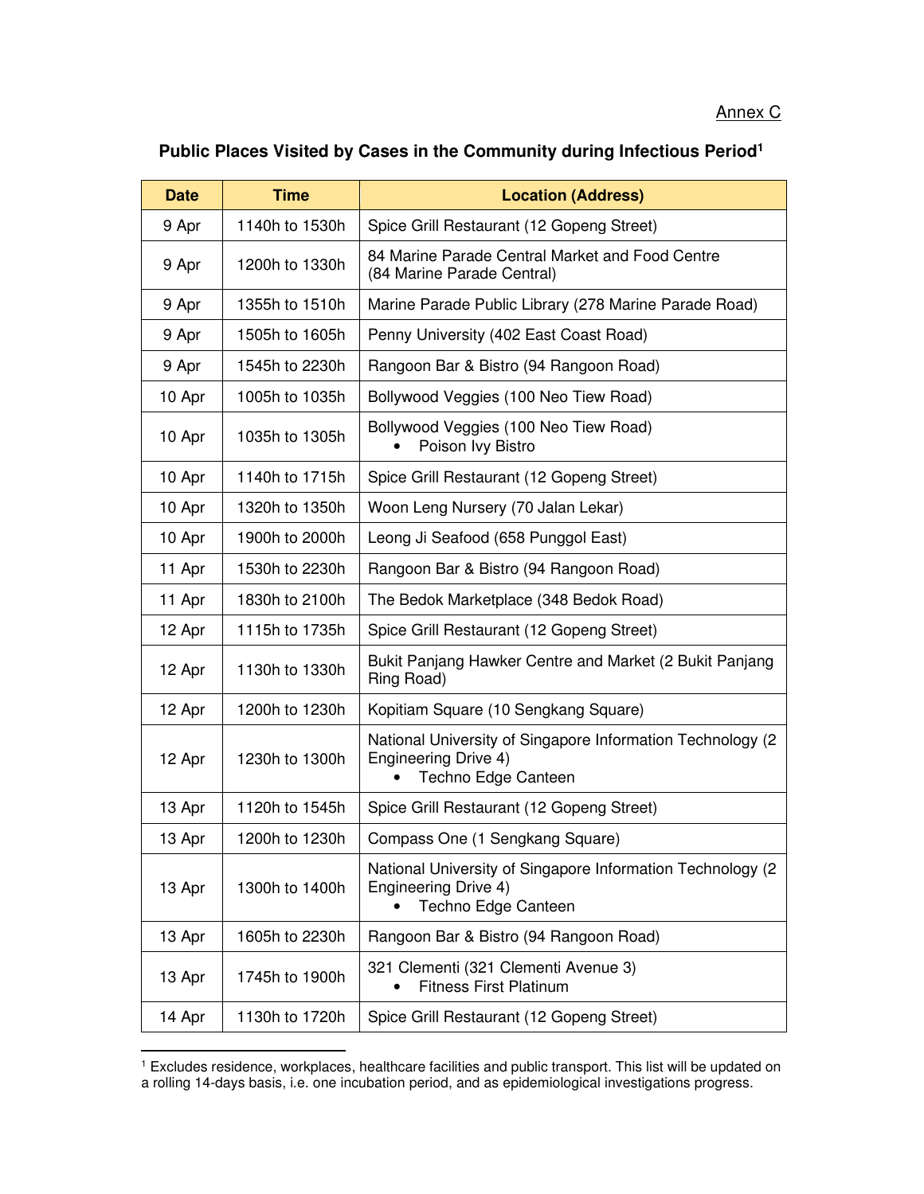Annex C

**Public Places Visited by Cases in the Community during Infectious Period[1]**

| Date | Time | Location (Address) |
|---|---|---|
| 9 Apr | 1140h to 1530h | Spice Grill Restaurant (12 Gopeng Street) |
| 9 Apr | 1200h to 1330h | 84 Marine Parade Central Market and Food Centre (84 Marine Parade Central) |
| 9 Apr | 1355h to 1510h | Marine Parade Public Library (278 Marine Parade Road) |
| 9 Apr | 1505h to 1605h | Penny University (402 East Coast Road) |
| 9 Apr | 1545h to 2230h | Rangoon Bar & Bistro (94 Rangoon Road) |
| 10 Apr | 1005h to 1035h | Bollywood Veggies (100 Neo Tiew Road) |
| 10 Apr | 1035h to 1305h | Bollywood Veggies (100 Neo Tiew Road)<br>• Poison Ivy Bistro |
| 10 Apr | 1140h to 1715h | Spice Grill Restaurant (12 Gopeng Street) |
| 10 Apr | 1320h to 1350h | Woon Leng Nursery (70 Jalan Lekar) |
| 10 Apr | 1900h to 2000h | Leong Ji Seafood (658 Punggol East) |
| 11 Apr | 1530h to 2230h | Rangoon Bar & Bistro (94 Rangoon Road) |
| 11 Apr | 1830h to 2100h | The Bedok Marketplace (348 Bedok Road) |
| 12 Apr | 1115h to 1735h | Spice Grill Restaurant (12 Gopeng Street) |
| 12 Apr | 1130h to 1330h | Bukit Panjang Hawker Centre and Market (2 Bukit Panjang Ring Road) |
| 12 Apr | 1200h to 1230h | Kopitiam Square (10 Sengkang Square) |
| 12 Apr | 1230h to 1300h | National University of Singapore Information Technology (2 Engineering Drive 4)<br>• Techno Edge Canteen |
| 13 Apr | 1120h to 1545h | Spice Grill Restaurant (12 Gopeng Street) |
| 13 Apr | 1200h to 1230h | Compass One (1 Sengkang Square) |
| 13 Apr | 1300h to 1400h | National University of Singapore Information Technology (2 Engineering Drive 4)<br>• Techno Edge Canteen |
| 13 Apr | 1605h to 2230h | Rangoon Bar & Bistro (94 Rangoon Road) |
| 13 Apr | 1745h to 1900h | 321 Clementi (321 Clementi Avenue 3)<br>• Fitness First Platinum |
| 14 Apr | 1130h to 1720h | Spice Grill Restaurant (12 Gopeng Street) |

[1] Excludes residence, workplaces, healthcare facilities and public transport. This list will be updated on a rolling 14-days basis, i.e. one incubation period, and as epidemiological investigations progress.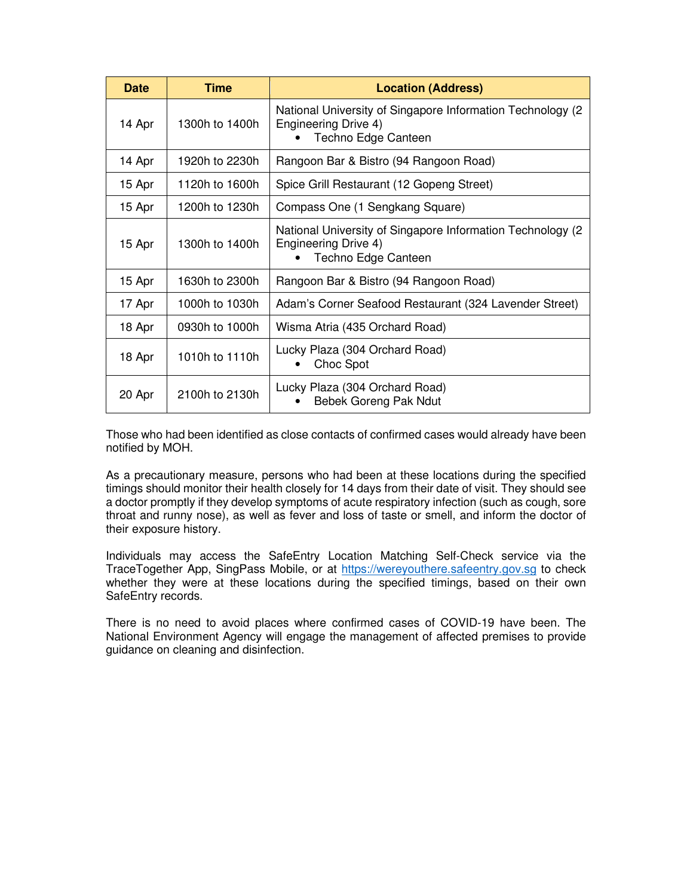| Date | Time | Location (Address) |
|---|---|---|
| 14 Apr | 1300h to 1400h | National University of Singapore Information Technology (2 Engineering Drive 4)<br>• Techno Edge Canteen |
| 14 Apr | 1920h to 2230h | Rangoon Bar & Bistro (94 Rangoon Road) |
| 15 Apr | 1120h to 1600h | Spice Grill Restaurant (12 Gopeng Street) |
| 15 Apr | 1200h to 1230h | Compass One (1 Sengkang Square) |
| 15 Apr | 1300h to 1400h | National University of Singapore Information Technology (2 Engineering Drive 4)<br>• Techno Edge Canteen |
| 15 Apr | 1630h to 2300h | Rangoon Bar & Bistro (94 Rangoon Road) |
| 17 Apr | 1000h to 1030h | Adam's Corner Seafood Restaurant (324 Lavender Street) |
| 18 Apr | 0930h to 1000h | Wisma Atria (435 Orchard Road) |
| 18 Apr | 1010h to 1110h | Lucky Plaza (304 Orchard Road)<br>• Choc Spot |
| 20 Apr | 2100h to 2130h | Lucky Plaza (304 Orchard Road)<br>• Bebek Goreng Pak Ndut |

Those who had been identified as close contacts of confirmed cases would already have been notified by MOH.

As a precautionary measure, persons who had been at these locations during the specified timings should monitor their health closely for 14 days from their date of visit. They should see a doctor promptly if they develop symptoms of acute respiratory infection (such as cough, sore throat and runny nose), as well as fever and loss of taste or smell, and inform the doctor of their exposure history.

Individuals may access the SafeEntry Location Matching Self-Check service via the TraceTogether App, SingPass Mobile, or at https://wereyouthere.safeentry.gov.sg to check whether they were at these locations during the specified timings, based on their own SafeEntry records.

There is no need to avoid places where confirmed cases of COVID-19 have been. The National Environment Agency will engage the management of affected premises to provide guidance on cleaning and disinfection.